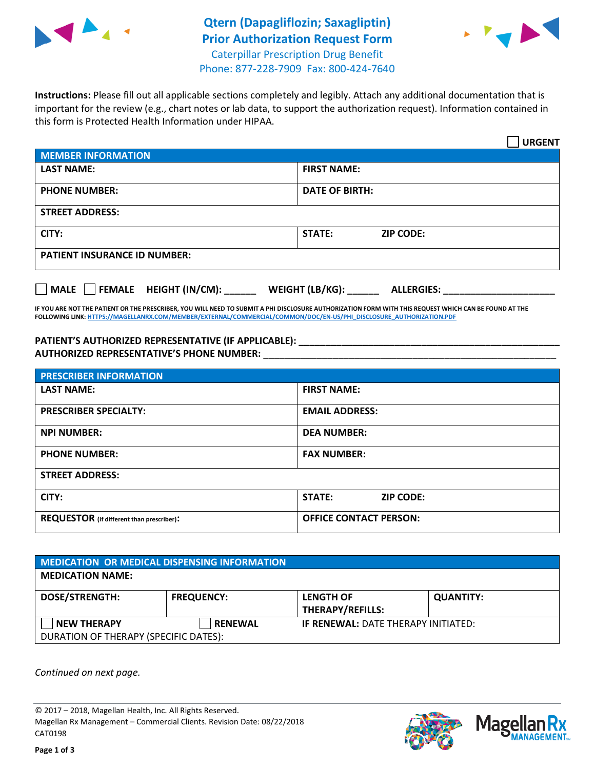# Qtern (Dapagliflozin; Saxagliptin) Prior Authorization Request Form

Caterpillar Prescription Drug Benefit
Phone: 877-228-7909 Fax: 800-424-7640

**Instructions:** Please fill out all applicable sections completely and legibly. Attach any additional documentation that is important for the review (e.g., chart notes or lab data, to support the authorization request). Information contained in this form is Protected Health Information under HIPAA.

☐ **URGENT**

| **MEMBER INFORMATION** | |
|---|---|
| **LAST NAME:** | **FIRST NAME:** |
| **PHONE NUMBER:** | **DATE OF BIRTH:** |
| **STREET ADDRESS:** | |
| **CITY:** | **STATE:** **ZIP CODE:** |
| **PATIENT INSURANCE ID NUMBER:** | |

☐ **MALE** ☐ **FEMALE** **HEIGHT (IN/CM):** ______ **WEIGHT (LB/KG):** ______ **ALLERGIES:** ____________________

**IF YOU ARE NOT THE PATIENT OR THE PRESCRIBER, YOU WILL NEED TO SUBMIT A PHI DISCLOSURE AUTHORIZATION FORM WITH THIS REQUEST WHICH CAN BE FOUND AT THE FOLLOWING LINK: HTTPS://MAGELLANRX.COM/MEMBER/EXTERNAL/COMMERCIAL/COMMON/DOC/EN-US/PHI_DISCLOSURE_AUTHORIZATION.PDF**

**PATIENT'S AUTHORIZED REPRESENTATIVE (IF APPLICABLE):** ____________________________________________
**AUTHORIZED REPRESENTATIVE'S PHONE NUMBER:** ____________________________________________

| **PRESCRIBER INFORMATION** | |
|---|---|
| **LAST NAME:** | **FIRST NAME:** |
| **PRESCRIBER SPECIALTY:** | **EMAIL ADDRESS:** |
| **NPI NUMBER:** | **DEA NUMBER:** |
| **PHONE NUMBER:** | **FAX NUMBER:** |
| **STREET ADDRESS:** | |
| **CITY:** | **STATE:** **ZIP CODE:** |
| **REQUESTOR** (if different than prescriber)**:** | **OFFICE CONTACT PERSON:** |

| **MEDICATION OR MEDICAL DISPENSING INFORMATION** | | | |
|---|---|---|---|
| **MEDICATION NAME:** | | | |
| **DOSE/STRENGTH:** | **FREQUENCY:** | **LENGTH OF THERAPY/REFILLS:** | **QUANTITY:** |
| ☐ **NEW THERAPY** | ☐ **RENEWAL** | **IF RENEWAL:** DATE THERAPY INITIATED: | |
| DURATION OF THERAPY (SPECIFIC DATES): | | | |

*Continued on next page.*

© 2017 – 2018, Magellan Health, Inc. All Rights Reserved.
Magellan Rx Management – Commercial Clients. Revision Date: 08/22/2018
CAT0198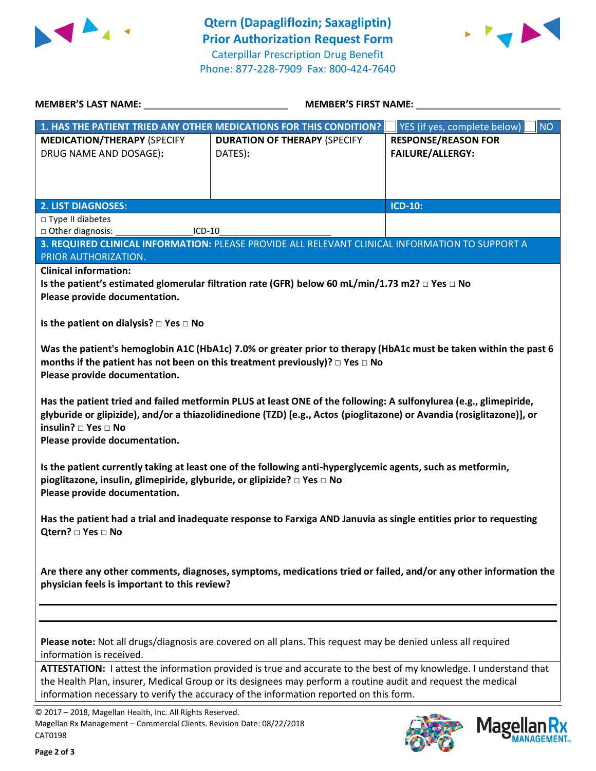# Qtern (Dapagliflozin; Saxagliptin)
## Prior Authorization Request Form

Caterpillar Prescription Drug Benefit
Phone: 877-228-7909 Fax: 800-424-7640

**MEMBER'S LAST NAME:** ___________________________ **MEMBER'S FIRST NAME:** ___________________________

| **1. HAS THE PATIENT TRIED ANY OTHER MEDICATIONS FOR THIS CONDITION?** | | ☐ YES (if yes, complete below) ☐ NO |
|---|---|---|
| **MEDICATION/THERAPY** (SPECIFY DRUG NAME AND DOSAGE): | **DURATION OF THERAPY** (SPECIFY DATES): | **RESPONSE/REASON FOR FAILURE/ALLERGY:** |
| | | |

| **2. LIST DIAGNOSES:** | **ICD-10:** |
|---|---|
| □ Type II diabetes<br>□ Other diagnosis: _______________ICD-10______________________ | |

**3. REQUIRED CLINICAL INFORMATION:** PLEASE PROVIDE ALL RELEVANT CLINICAL INFORMATION TO SUPPORT A PRIOR AUTHORIZATION.

**Clinical information:**

**Is the patient's estimated glomerular filtration rate (GFR) below 60 mL/min/1.73 m2? □ Yes □ No**
**Please provide documentation.**

**Is the patient on dialysis? □ Yes □ No**

**Was the patient's hemoglobin A1C (HbA1c) 7.0% or greater prior to therapy (HbA1c must be taken within the past 6 months if the patient has not been on this treatment previously)? □ Yes □ No**
**Please provide documentation.**

**Has the patient tried and failed metformin PLUS at least ONE of the following: A sulfonylurea (e.g., glimepiride, glyburide or glipizide), and/or a thiazolidinedione (TZD) [e.g., Actos (pioglitazone) or Avandia (rosiglitazone)], or insulin? □ Yes □ No**
**Please provide documentation.**

**Is the patient currently taking at least one of the following anti-hyperglycemic agents, such as metformin, pioglitazone, insulin, glimepiride, glyburide, or glipizide? □ Yes □ No**
**Please provide documentation.**

**Has the patient had a trial and inadequate response to Farxiga AND Januvia as single entities prior to requesting Qtern? □ Yes □ No**

**Are there any other comments, diagnoses, symptoms, medications tried or failed, and/or any other information the physician feels is important to this review?**

___________________________________________________________________________

___________________________________________________________________________

**Please note:** Not all drugs/diagnosis are covered on all plans. This request may be denied unless all required information is received.

**ATTESTATION:** I attest the information provided is true and accurate to the best of my knowledge. I understand that the Health Plan, insurer, Medical Group or its designees may perform a routine audit and request the medical information necessary to verify the accuracy of the information reported on this form.

© 2017 – 2018, Magellan Health, Inc. All Rights Reserved.
Magellan Rx Management – Commercial Clients. Revision Date: 08/22/2018
CAT0198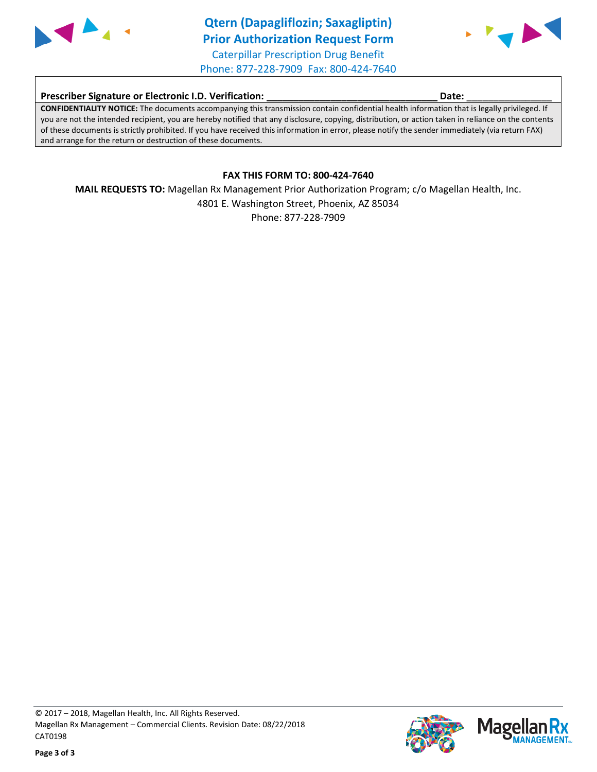**Prescriber Signature or Electronic I.D. Verification: ______________________________ Date: _______________**

**CONFIDENTIALITY NOTICE:** The documents accompanying this transmission contain confidential health information that is legally privileged. If you are not the intended recipient, you are hereby notified that any disclosure, copying, distribution, or action taken in reliance on the contents of these documents is strictly prohibited. If you have received this information in error, please notify the sender immediately (via return FAX) and arrange for the return or destruction of these documents.

**FAX THIS FORM TO: 800-424-7640**

**MAIL REQUESTS TO:** Magellan Rx Management Prior Authorization Program; c/o Magellan Health, Inc.
4801 E. Washington Street, Phoenix, AZ 85034
Phone: 877-228-7909

© 2017 – 2018, Magellan Health, Inc. All Rights Reserved.
Magellan Rx Management – Commercial Clients. Revision Date: 08/22/2018
CAT0198